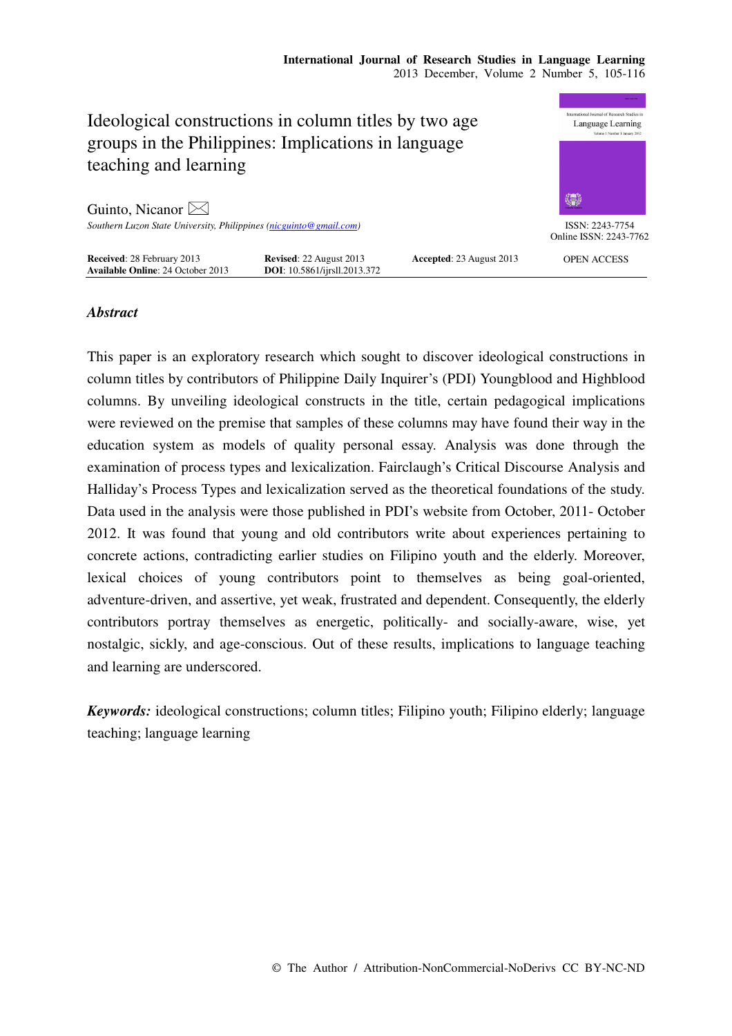# Ideological constructions in column titles by two age groups in the Philippines: Implications in language teaching and learning

Guinto, Nicanor

*Southern Luzon State University, Philippines (nicguinto@gmail.com)*

ISSN: 2243-7754
Online ISSN: 2243-7762

**Received**: 28 February 2013 **Revised**: 22 August 2013 **Accepted**: 23 August 2013
**Available Online**: 24 October 2013 **DOI**: 10.5861/ijrsll.2013.372

OPEN ACCESS

## *Abstract*

This paper is an exploratory research which sought to discover ideological constructions in column titles by contributors of Philippine Daily Inquirer's (PDI) Youngblood and Highblood columns. By unveiling ideological constructs in the title, certain pedagogical implications were reviewed on the premise that samples of these columns may have found their way in the education system as models of quality personal essay. Analysis was done through the examination of process types and lexicalization. Fairclaugh's Critical Discourse Analysis and Halliday's Process Types and lexicalization served as the theoretical foundations of the study. Data used in the analysis were those published in PDI's website from October, 2011- October 2012. It was found that young and old contributors write about experiences pertaining to concrete actions, contradicting earlier studies on Filipino youth and the elderly. Moreover, lexical choices of young contributors point to themselves as being goal-oriented, adventure-driven, and assertive, yet weak, frustrated and dependent. Consequently, the elderly contributors portray themselves as energetic, politically- and socially-aware, wise, yet nostalgic, sickly, and age-conscious. Out of these results, implications to language teaching and learning are underscored.

***Keywords:*** ideological constructions; column titles; Filipino youth; Filipino elderly; language teaching; language learning

© The Author / Attribution-NonCommercial-NoDerivs CC BY-NC-ND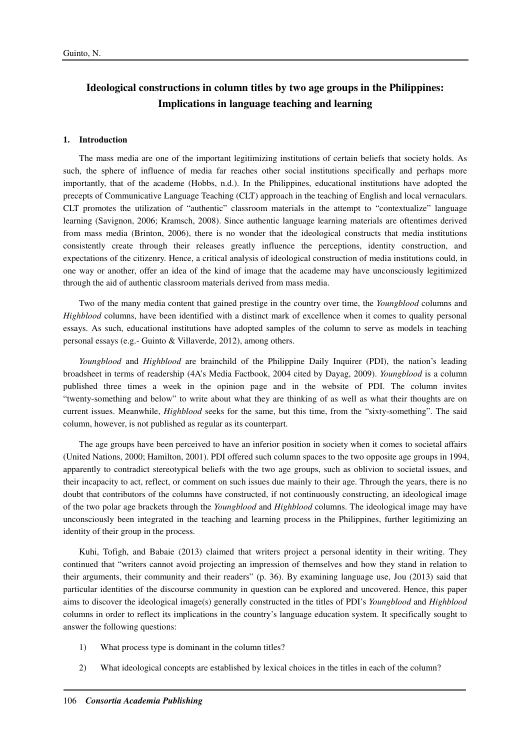## Ideological constructions in column titles by two age groups in the Philippines: Implications in language teaching and learning

### 1. Introduction

The mass media are one of the important legitimizing institutions of certain beliefs that society holds. As such, the sphere of influence of media far reaches other social institutions specifically and perhaps more importantly, that of the academe (Hobbs, n.d.). In the Philippines, educational institutions have adopted the precepts of Communicative Language Teaching (CLT) approach in the teaching of English and local vernaculars. CLT promotes the utilization of "authentic" classroom materials in the attempt to "contextualize" language learning (Savignon, 2006; Kramsch, 2008). Since authentic language learning materials are oftentimes derived from mass media (Brinton, 2006), there is no wonder that the ideological constructs that media institutions consistently create through their releases greatly influence the perceptions, identity construction, and expectations of the citizenry. Hence, a critical analysis of ideological construction of media institutions could, in one way or another, offer an idea of the kind of image that the academe may have unconsciously legitimized through the aid of authentic classroom materials derived from mass media.

Two of the many media content that gained prestige in the country over time, the *Youngblood* columns and *Highblood* columns, have been identified with a distinct mark of excellence when it comes to quality personal essays. As such, educational institutions have adopted samples of the column to serve as models in teaching personal essays (e.g.- Guinto & Villaverde, 2012), among others.

*Youngblood* and *Highblood* are brainchild of the Philippine Daily Inquirer (PDI), the nation's leading broadsheet in terms of readership (4A's Media Factbook, 2004 cited by Dayag, 2009). *Youngblood* is a column published three times a week in the opinion page and in the website of PDI. The column invites "twenty-something and below" to write about what they are thinking of as well as what their thoughts are on current issues. Meanwhile, *Highblood* seeks for the same, but this time, from the "sixty-something". The said column, however, is not published as regular as its counterpart.

The age groups have been perceived to have an inferior position in society when it comes to societal affairs (United Nations, 2000; Hamilton, 2001). PDI offered such column spaces to the two opposite age groups in 1994, apparently to contradict stereotypical beliefs with the two age groups, such as oblivion to societal issues, and their incapacity to act, reflect, or comment on such issues due mainly to their age. Through the years, there is no doubt that contributors of the columns have constructed, if not continuously constructing, an ideological image of the two polar age brackets through the *Youngblood* and *Highblood* columns. The ideological image may have unconsciously been integrated in the teaching and learning process in the Philippines, further legitimizing an identity of their group in the process.

Kuhi, Tofigh, and Babaie (2013) claimed that writers project a personal identity in their writing. They continued that "writers cannot avoid projecting an impression of themselves and how they stand in relation to their arguments, their community and their readers" (p. 36). By examining language use, Jou (2013) said that particular identities of the discourse community in question can be explored and uncovered. Hence, this paper aims to discover the ideological image(s) generally constructed in the titles of PDI's *Youngblood* and *Highblood* columns in order to reflect its implications in the country's language education system. It specifically sought to answer the following questions:

1) What process type is dominant in the column titles?
2) What ideological concepts are established by lexical choices in the titles in each of the column?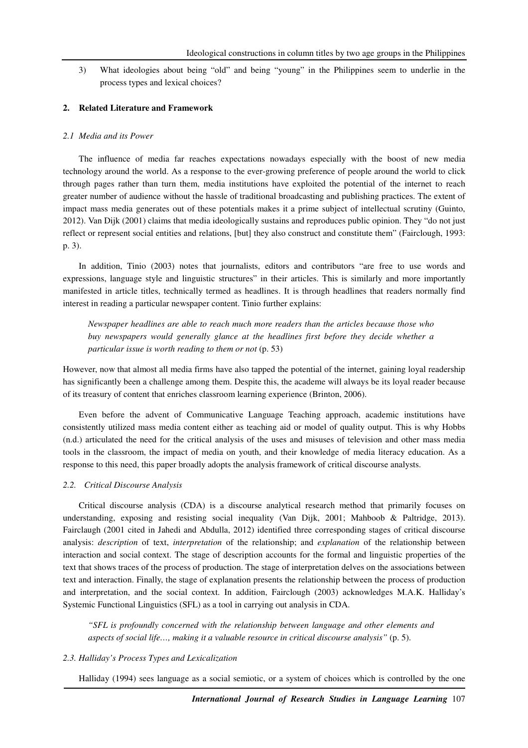3) What ideologies about being "old" and being "young" in the Philippines seem to underlie in the process types and lexical choices?

## 2. Related Literature and Framework

### *2.1 Media and its Power*

The influence of media far reaches expectations nowadays especially with the boost of new media technology around the world. As a response to the ever-growing preference of people around the world to click through pages rather than turn them, media institutions have exploited the potential of the internet to reach greater number of audience without the hassle of traditional broadcasting and publishing practices. The extent of impact mass media generates out of these potentials makes it a prime subject of intellectual scrutiny (Guinto, 2012). Van Dijk (2001) claims that media ideologically sustains and reproduces public opinion. They "do not just reflect or represent social entities and relations, [but] they also construct and constitute them" (Fairclough, 1993: p. 3).

In addition, Tinio (2003) notes that journalists, editors and contributors "are free to use words and expressions, language style and linguistic structures" in their articles. This is similarly and more importantly manifested in article titles, technically termed as headlines. It is through headlines that readers normally find interest in reading a particular newspaper content. Tinio further explains:

> *Newspaper headlines are able to reach much more readers than the articles because those who buy newspapers would generally glance at the headlines first before they decide whether a particular issue is worth reading to them or not* (p. 53)

However, now that almost all media firms have also tapped the potential of the internet, gaining loyal readership has significantly been a challenge among them. Despite this, the academe will always be its loyal reader because of its treasury of content that enriches classroom learning experience (Brinton, 2006).

Even before the advent of Communicative Language Teaching approach, academic institutions have consistently utilized mass media content either as teaching aid or model of quality output. This is why Hobbs (n.d.) articulated the need for the critical analysis of the uses and misuses of television and other mass media tools in the classroom, the impact of media on youth, and their knowledge of media literacy education. As a response to this need, this paper broadly adopts the analysis framework of critical discourse analysts.

### *2.2. Critical Discourse Analysis*

Critical discourse analysis (CDA) is a discourse analytical research method that primarily focuses on understanding, exposing and resisting social inequality (Van Dijk, 2001; Mahboob & Paltridge, 2013). Fairclaugh (2001 cited in Jahedi and Abdulla, 2012) identified three corresponding stages of critical discourse analysis: *description* of text, *interpretation* of the relationship; and *explanation* of the relationship between interaction and social context. The stage of description accounts for the formal and linguistic properties of the text that shows traces of the process of production. The stage of interpretation delves on the associations between text and interaction. Finally, the stage of explanation presents the relationship between the process of production and interpretation, and the social context. In addition, Fairclough (2003) acknowledges M.A.K. Halliday's Systemic Functional Linguistics (SFL) as a tool in carrying out analysis in CDA.

> *"SFL is profoundly concerned with the relationship between language and other elements and aspects of social life…, making it a valuable resource in critical discourse analysis"* (p. 5).

### *2.3. Halliday's Process Types and Lexicalization*

Halliday (1994) sees language as a social semiotic, or a system of choices which is controlled by the one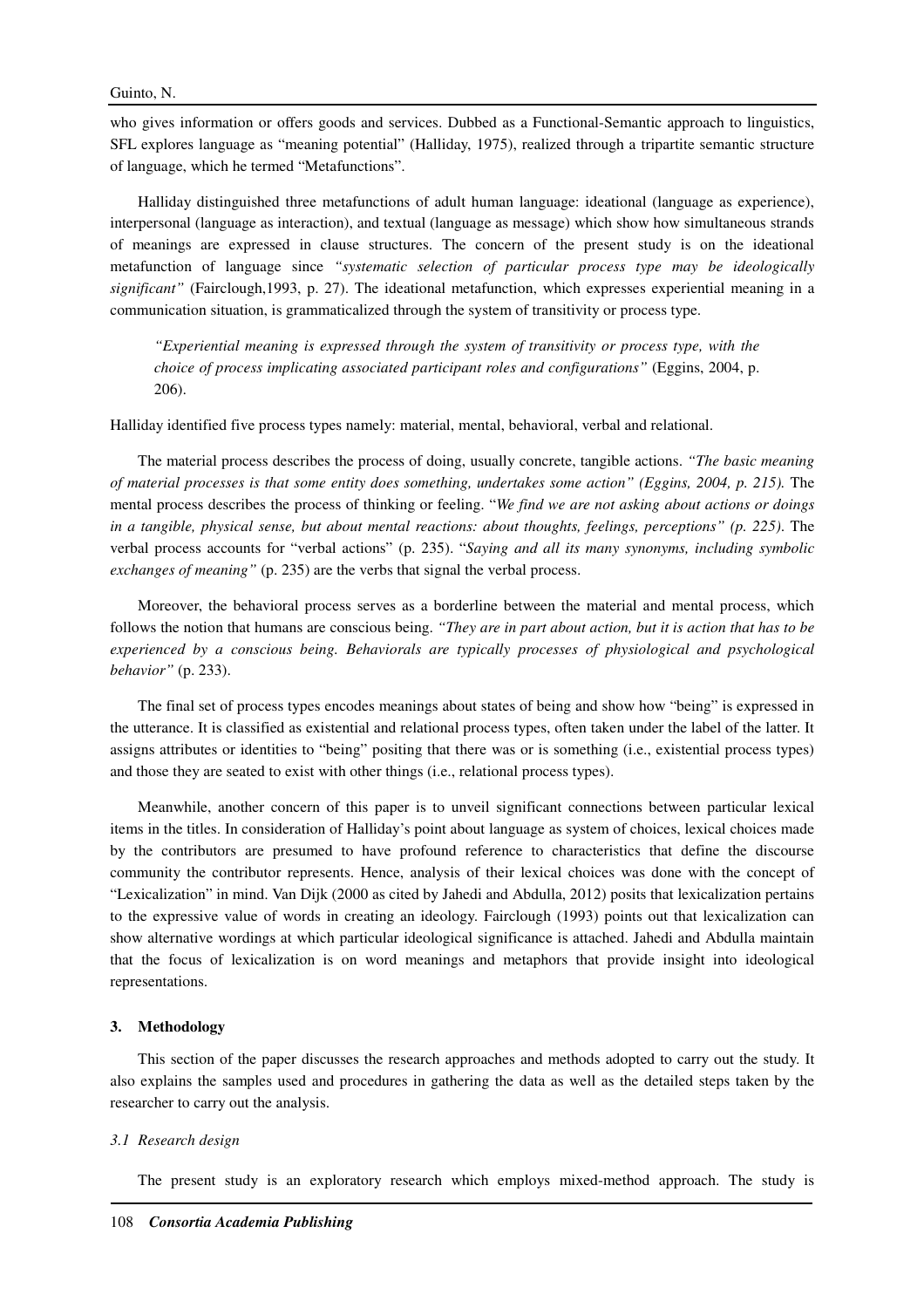who gives information or offers goods and services. Dubbed as a Functional-Semantic approach to linguistics, SFL explores language as "meaning potential" (Halliday, 1975), realized through a tripartite semantic structure of language, which he termed "Metafunctions".

Halliday distinguished three metafunctions of adult human language: ideational (language as experience), interpersonal (language as interaction), and textual (language as message) which show how simultaneous strands of meanings are expressed in clause structures. The concern of the present study is on the ideational metafunction of language since *"systematic selection of particular process type may be ideologically significant"* (Fairclough,1993, p. 27). The ideational metafunction, which expresses experiential meaning in a communication situation, is grammaticalized through the system of transitivity or process type.

> *"Experiential meaning is expressed through the system of transitivity or process type, with the choice of process implicating associated participant roles and configurations"* (Eggins, 2004, p. 206).

Halliday identified five process types namely: material, mental, behavioral, verbal and relational.

The material process describes the process of doing, usually concrete, tangible actions. *"The basic meaning of material processes is that some entity does something, undertakes some action" (Eggins, 2004, p. 215).* The mental process describes the process of thinking or feeling. "*We find we are not asking about actions or doings in a tangible, physical sense, but about mental reactions: about thoughts, feelings, perceptions" (p. 225)*. The verbal process accounts for "verbal actions" (p. 235). "*Saying and all its many synonyms, including symbolic exchanges of meaning"* (p. 235) are the verbs that signal the verbal process.

Moreover, the behavioral process serves as a borderline between the material and mental process, which follows the notion that humans are conscious being. *"They are in part about action, but it is action that has to be experienced by a conscious being. Behaviorals are typically processes of physiological and psychological behavior"* (p. 233).

The final set of process types encodes meanings about states of being and show how "being" is expressed in the utterance. It is classified as existential and relational process types, often taken under the label of the latter. It assigns attributes or identities to "being" positing that there was or is something (i.e., existential process types) and those they are seated to exist with other things (i.e., relational process types).

Meanwhile, another concern of this paper is to unveil significant connections between particular lexical items in the titles. In consideration of Halliday's point about language as system of choices, lexical choices made by the contributors are presumed to have profound reference to characteristics that define the discourse community the contributor represents. Hence, analysis of their lexical choices was done with the concept of "Lexicalization" in mind. Van Dijk (2000 as cited by Jahedi and Abdulla, 2012) posits that lexicalization pertains to the expressive value of words in creating an ideology. Fairclough (1993) points out that lexicalization can show alternative wordings at which particular ideological significance is attached. Jahedi and Abdulla maintain that the focus of lexicalization is on word meanings and metaphors that provide insight into ideological representations.

## 3. Methodology

This section of the paper discusses the research approaches and methods adopted to carry out the study. It also explains the samples used and procedures in gathering the data as well as the detailed steps taken by the researcher to carry out the analysis.

### *3.1 Research design*

The present study is an exploratory research which employs mixed-method approach. The study is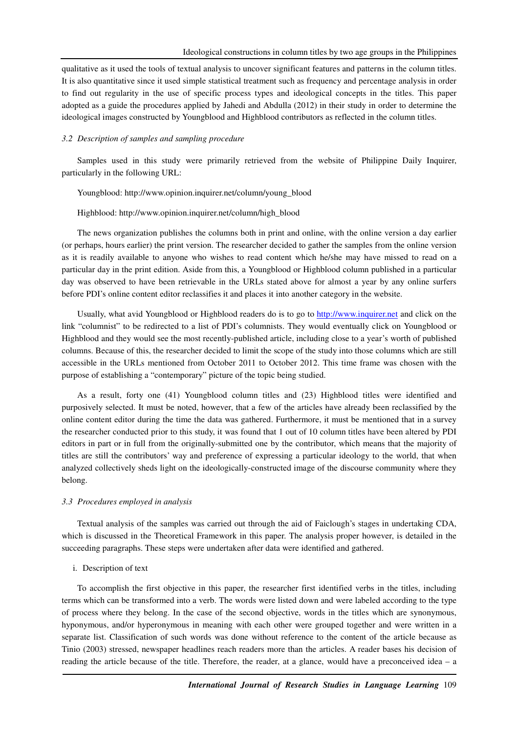qualitative as it used the tools of textual analysis to uncover significant features and patterns in the column titles. It is also quantitative since it used simple statistical treatment such as frequency and percentage analysis in order to find out regularity in the use of specific process types and ideological concepts in the titles. This paper adopted as a guide the procedures applied by Jahedi and Abdulla (2012) in their study in order to determine the ideological images constructed by Youngblood and Highblood contributors as reflected in the column titles.

### *3.2 Description of samples and sampling procedure*

Samples used in this study were primarily retrieved from the website of Philippine Daily Inquirer, particularly in the following URL:

Youngblood: http://www.opinion.inquirer.net/column/young_blood

Highblood: http://www.opinion.inquirer.net/column/high_blood

The news organization publishes the columns both in print and online, with the online version a day earlier (or perhaps, hours earlier) the print version. The researcher decided to gather the samples from the online version as it is readily available to anyone who wishes to read content which he/she may have missed to read on a particular day in the print edition. Aside from this, a Youngblood or Highblood column published in a particular day was observed to have been retrievable in the URLs stated above for almost a year by any online surfers before PDI's online content editor reclassifies it and places it into another category in the website.

Usually, what avid Youngblood or Highblood readers do is to go to http://www.inquirer.net and click on the link "columnist" to be redirected to a list of PDI's columnists. They would eventually click on Youngblood or Highblood and they would see the most recently-published article, including close to a year's worth of published columns. Because of this, the researcher decided to limit the scope of the study into those columns which are still accessible in the URLs mentioned from October 2011 to October 2012. This time frame was chosen with the purpose of establishing a "contemporary" picture of the topic being studied.

As a result, forty one (41) Youngblood column titles and (23) Highblood titles were identified and purposively selected. It must be noted, however, that a few of the articles have already been reclassified by the online content editor during the time the data was gathered. Furthermore, it must be mentioned that in a survey the researcher conducted prior to this study, it was found that 1 out of 10 column titles have been altered by PDI editors in part or in full from the originally-submitted one by the contributor, which means that the majority of titles are still the contributors' way and preference of expressing a particular ideology to the world, that when analyzed collectively sheds light on the ideologically-constructed image of the discourse community where they belong.

### *3.3 Procedures employed in analysis*

Textual analysis of the samples was carried out through the aid of Faiclough's stages in undertaking CDA, which is discussed in the Theoretical Framework in this paper. The analysis proper however, is detailed in the succeeding paragraphs. These steps were undertaken after data were identified and gathered.

i. Description of text

To accomplish the first objective in this paper, the researcher first identified verbs in the titles, including terms which can be transformed into a verb. The words were listed down and were labeled according to the type of process where they belong. In the case of the second objective, words in the titles which are synonymous, hyponymous, and/or hyperonymous in meaning with each other were grouped together and were written in a separate list. Classification of such words was done without reference to the content of the article because as Tinio (2003) stressed, newspaper headlines reach readers more than the articles. A reader bases his decision of reading the article because of the title. Therefore, the reader, at a glance, would have a preconceived idea – a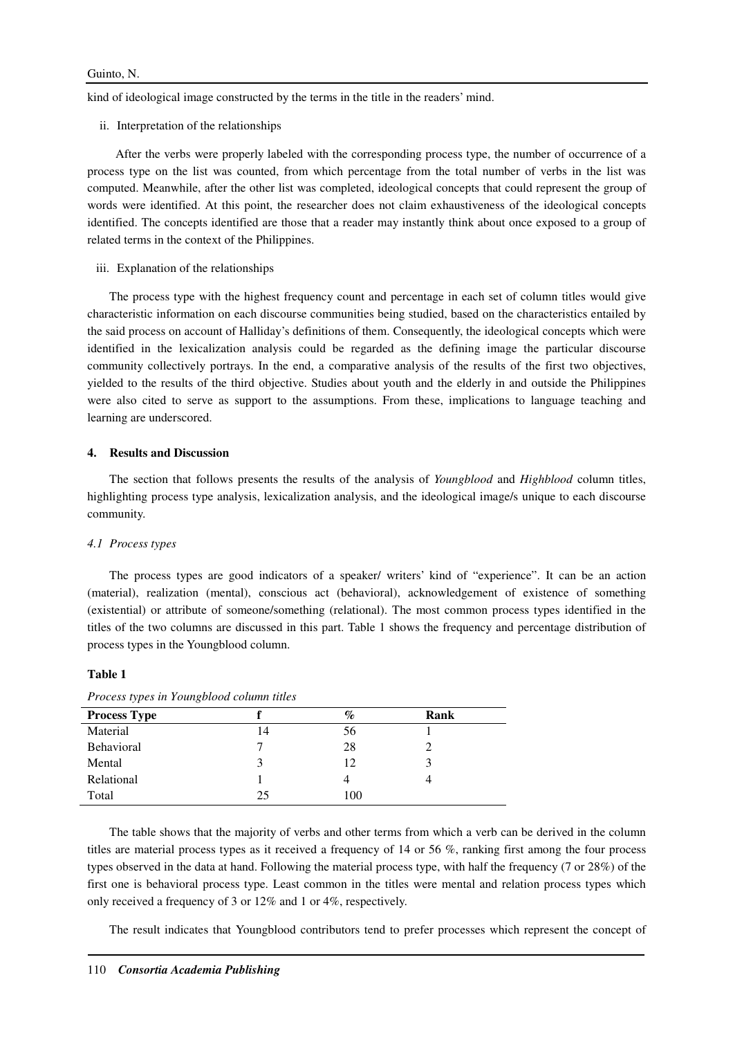kind of ideological image constructed by the terms in the title in the readers' mind.

ii. Interpretation of the relationships

After the verbs were properly labeled with the corresponding process type, the number of occurrence of a process type on the list was counted, from which percentage from the total number of verbs in the list was computed. Meanwhile, after the other list was completed, ideological concepts that could represent the group of words were identified. At this point, the researcher does not claim exhaustiveness of the ideological concepts identified. The concepts identified are those that a reader may instantly think about once exposed to a group of related terms in the context of the Philippines.

iii. Explanation of the relationships

The process type with the highest frequency count and percentage in each set of column titles would give characteristic information on each discourse communities being studied, based on the characteristics entailed by the said process on account of Halliday's definitions of them. Consequently, the ideological concepts which were identified in the lexicalization analysis could be regarded as the defining image the particular discourse community collectively portrays. In the end, a comparative analysis of the results of the first two objectives, yielded to the results of the third objective. Studies about youth and the elderly in and outside the Philippines were also cited to serve as support to the assumptions. From these, implications to language teaching and learning are underscored.

## 4. Results and Discussion

The section that follows presents the results of the analysis of *Youngblood* and *Highblood* column titles, highlighting process type analysis, lexicalization analysis, and the ideological image/s unique to each discourse community.

### *4.1 Process types*

The process types are good indicators of a speaker/ writers' kind of "experience". It can be an action (material), realization (mental), conscious act (behavioral), acknowledgement of existence of something (existential) or attribute of someone/something (relational). The most common process types identified in the titles of the two columns are discussed in this part. Table 1 shows the frequency and percentage distribution of process types in the Youngblood column.

**Table 1**

*Process types in Youngblood column titles*

| Process Type | f | % | Rank |
|---|---|---|---|
| Material | 14 | 56 | 1 |
| Behavioral | 7 | 28 | 2 |
| Mental | 3 | 12 | 3 |
| Relational | 1 | 4 | 4 |
| Total | 25 | 100 | |

The table shows that the majority of verbs and other terms from which a verb can be derived in the column titles are material process types as it received a frequency of 14 or 56 %, ranking first among the four process types observed in the data at hand. Following the material process type, with half the frequency (7 or 28%) of the first one is behavioral process type. Least common in the titles were mental and relation process types which only received a frequency of 3 or 12% and 1 or 4%, respectively.

The result indicates that Youngblood contributors tend to prefer processes which represent the concept of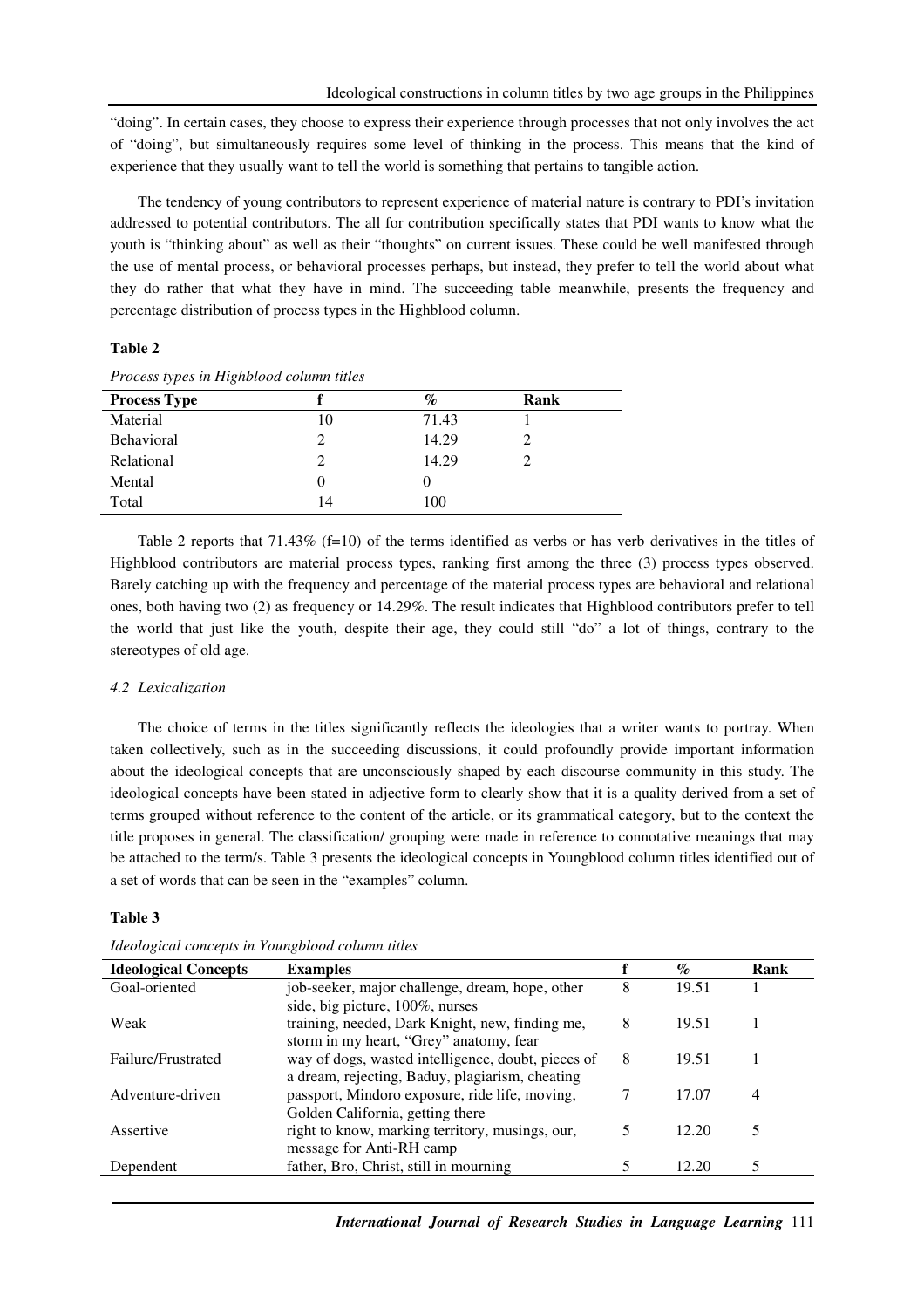"doing". In certain cases, they choose to express their experience through processes that not only involves the act of "doing", but simultaneously requires some level of thinking in the process. This means that the kind of experience that they usually want to tell the world is something that pertains to tangible action.

The tendency of young contributors to represent experience of material nature is contrary to PDI's invitation addressed to potential contributors. The all for contribution specifically states that PDI wants to know what the youth is "thinking about" as well as their "thoughts" on current issues. These could be well manifested through the use of mental process, or behavioral processes perhaps, but instead, they prefer to tell the world about what they do rather that what they have in mind. The succeeding table meanwhile, presents the frequency and percentage distribution of process types in the Highblood column.

**Table 2**

*Process types in Highblood column titles*

| Process Type | f | % | Rank |
|---|---|---|---|
| Material | 10 | 71.43 | 1 |
| Behavioral | 2 | 14.29 | 2 |
| Relational | 2 | 14.29 | 2 |
| Mental | 0 | 0 | |
| Total | 14 | 100 | |

Table 2 reports that 71.43% (f=10) of the terms identified as verbs or has verb derivatives in the titles of Highblood contributors are material process types, ranking first among the three (3) process types observed. Barely catching up with the frequency and percentage of the material process types are behavioral and relational ones, both having two (2) as frequency or 14.29%. The result indicates that Highblood contributors prefer to tell the world that just like the youth, despite their age, they could still "do" a lot of things, contrary to the stereotypes of old age.

### *4.2 Lexicalization*

The choice of terms in the titles significantly reflects the ideologies that a writer wants to portray. When taken collectively, such as in the succeeding discussions, it could profoundly provide important information about the ideological concepts that are unconsciously shaped by each discourse community in this study. The ideological concepts have been stated in adjective form to clearly show that it is a quality derived from a set of terms grouped without reference to the content of the article, or its grammatical category, but to the context the title proposes in general. The classification/ grouping were made in reference to connotative meanings that may be attached to the term/s. Table 3 presents the ideological concepts in Youngblood column titles identified out of a set of words that can be seen in the "examples" column.

**Table 3**

*Ideological concepts in Youngblood column titles*

| Ideological Concepts | Examples | f | % | Rank |
|---|---|---|---|---|
| Goal-oriented | job-seeker, major challenge, dream, hope, other side, big picture, 100%, nurses | 8 | 19.51 | 1 |
| Weak | training, needed, Dark Knight, new, finding me, storm in my heart, "Grey" anatomy, fear | 8 | 19.51 | 1 |
| Failure/Frustrated | way of dogs, wasted intelligence, doubt, pieces of a dream, rejecting, Baduy, plagiarism, cheating | 8 | 19.51 | 1 |
| Adventure-driven | passport, Mindoro exposure, ride life, moving, Golden California, getting there | 7 | 17.07 | 4 |
| Assertive | right to know, marking territory, musings, our, message for Anti-RH camp | 5 | 12.20 | 5 |
| Dependent | father, Bro, Christ, still in mourning | 5 | 12.20 | 5 |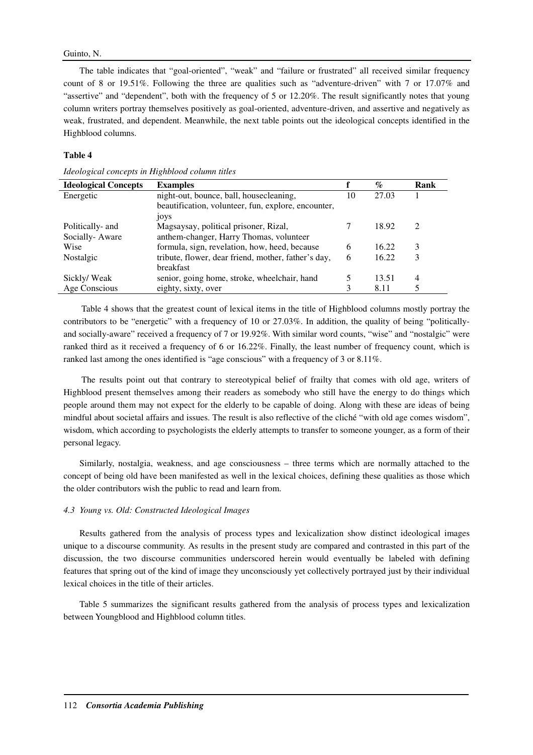The table indicates that "goal-oriented", "weak" and "failure or frustrated" all received similar frequency count of 8 or 19.51%. Following the three are qualities such as "adventure-driven" with 7 or 17.07% and "assertive" and "dependent", both with the frequency of 5 or 12.20%. The result significantly notes that young column writers portray themselves positively as goal-oriented, adventure-driven, and assertive and negatively as weak, frustrated, and dependent. Meanwhile, the next table points out the ideological concepts identified in the Highblood columns.

**Table 4**

*Ideological concepts in Highblood column titles*

| Ideological Concepts | Examples | f | % | Rank |
|---|---|---|---|---|
| Energetic | night-out, bounce, ball, housecleaning, beautification, volunteer, fun, explore, encounter, joys | 10 | 27.03 | 1 |
| Politically- and Socially- Aware | Magsaysay, political prisoner, Rizal, anthem-changer, Harry Thomas, volunteer | 7 | 18.92 | 2 |
| Wise | formula, sign, revelation, how, heed, because | 6 | 16.22 | 3 |
| Nostalgic | tribute, flower, dear friend, mother, father's day, breakfast | 6 | 16.22 | 3 |
| Sickly/ Weak | senior, going home, stroke, wheelchair, hand | 5 | 13.51 | 4 |
| Age Conscious | eighty, sixty, over | 3 | 8.11 | 5 |

Table 4 shows that the greatest count of lexical items in the title of Highblood columns mostly portray the contributors to be "energetic" with a frequency of 10 or 27.03%. In addition, the quality of being "politically- and socially-aware" received a frequency of 7 or 19.92%. With similar word counts, "wise" and "nostalgic" were ranked third as it received a frequency of 6 or 16.22%. Finally, the least number of frequency count, which is ranked last among the ones identified is "age conscious" with a frequency of 3 or 8.11%.

The results point out that contrary to stereotypical belief of frailty that comes with old age, writers of Highblood present themselves among their readers as somebody who still have the energy to do things which people around them may not expect for the elderly to be capable of doing. Along with these are ideas of being mindful about societal affairs and issues. The result is also reflective of the cliché "with old age comes wisdom", wisdom, which according to psychologists the elderly attempts to transfer to someone younger, as a form of their personal legacy.

Similarly, nostalgia, weakness, and age consciousness – three terms which are normally attached to the concept of being old have been manifested as well in the lexical choices, defining these qualities as those which the older contributors wish the public to read and learn from.

### *4.3 Young vs. Old: Constructed Ideological Images*

Results gathered from the analysis of process types and lexicalization show distinct ideological images unique to a discourse community. As results in the present study are compared and contrasted in this part of the discussion, the two discourse communities underscored herein would eventually be labeled with defining features that spring out of the kind of image they unconsciously yet collectively portrayed just by their individual lexical choices in the title of their articles.

Table 5 summarizes the significant results gathered from the analysis of process types and lexicalization between Youngblood and Highblood column titles.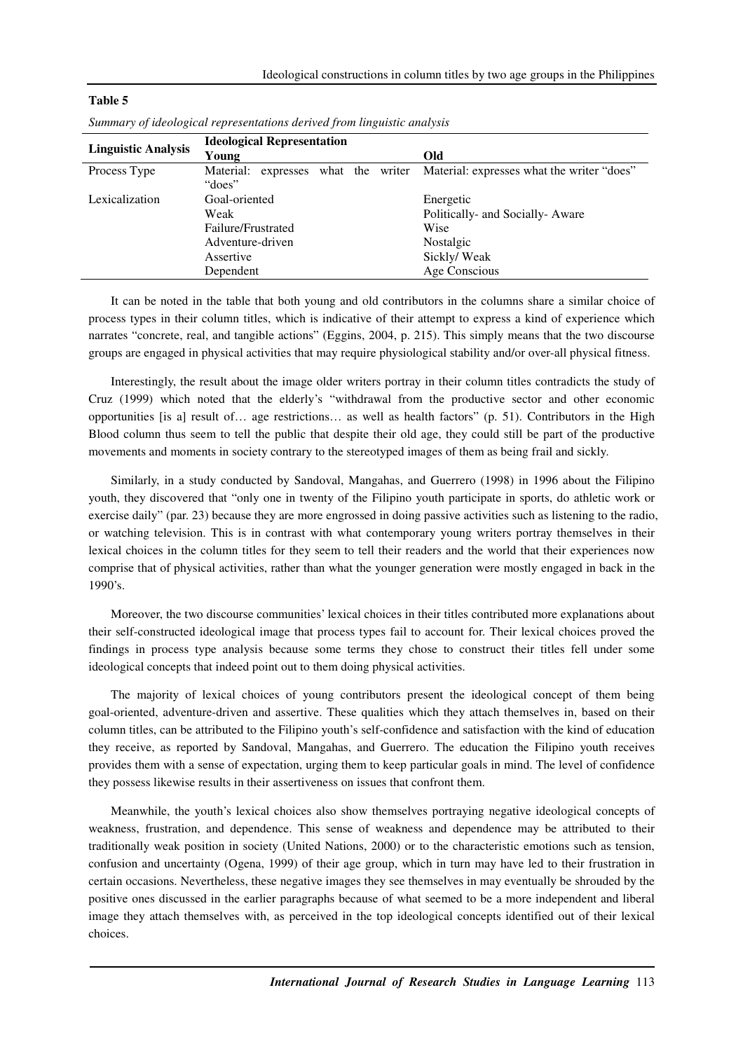**Table 5**

*Summary of ideological representations derived from linguistic analysis*

| Linguistic Analysis | Ideological Representation | |
|---|---|---|
| | **Young** | **Old** |
| Process Type | Material: expresses what the writer "does" | Material: expresses what the writer "does" |
| Lexicalization | Goal-oriented | Energetic |
| | Weak | Politically- and Socially- Aware |
| | Failure/Frustrated | Wise |
| | Adventure-driven | Nostalgic |
| | Assertive | Sickly/ Weak |
| | Dependent | Age Conscious |

It can be noted in the table that both young and old contributors in the columns share a similar choice of process types in their column titles, which is indicative of their attempt to express a kind of experience which narrates "concrete, real, and tangible actions" (Eggins, 2004, p. 215). This simply means that the two discourse groups are engaged in physical activities that may require physiological stability and/or over-all physical fitness.

Interestingly, the result about the image older writers portray in their column titles contradicts the study of Cruz (1999) which noted that the elderly's "withdrawal from the productive sector and other economic opportunities [is a] result of… age restrictions… as well as health factors" (p. 51). Contributors in the High Blood column thus seem to tell the public that despite their old age, they could still be part of the productive movements and moments in society contrary to the stereotyped images of them as being frail and sickly.

Similarly, in a study conducted by Sandoval, Mangahas, and Guerrero (1998) in 1996 about the Filipino youth, they discovered that "only one in twenty of the Filipino youth participate in sports, do athletic work or exercise daily" (par. 23) because they are more engrossed in doing passive activities such as listening to the radio, or watching television. This is in contrast with what contemporary young writers portray themselves in their lexical choices in the column titles for they seem to tell their readers and the world that their experiences now comprise that of physical activities, rather than what the younger generation were mostly engaged in back in the 1990's.

Moreover, the two discourse communities' lexical choices in their titles contributed more explanations about their self-constructed ideological image that process types fail to account for. Their lexical choices proved the findings in process type analysis because some terms they chose to construct their titles fell under some ideological concepts that indeed point out to them doing physical activities.

The majority of lexical choices of young contributors present the ideological concept of them being goal-oriented, adventure-driven and assertive. These qualities which they attach themselves in, based on their column titles, can be attributed to the Filipino youth's self-confidence and satisfaction with the kind of education they receive, as reported by Sandoval, Mangahas, and Guerrero. The education the Filipino youth receives provides them with a sense of expectation, urging them to keep particular goals in mind. The level of confidence they possess likewise results in their assertiveness on issues that confront them.

Meanwhile, the youth's lexical choices also show themselves portraying negative ideological concepts of weakness, frustration, and dependence. This sense of weakness and dependence may be attributed to their traditionally weak position in society (United Nations, 2000) or to the characteristic emotions such as tension, confusion and uncertainty (Ogena, 1999) of their age group, which in turn may have led to their frustration in certain occasions. Nevertheless, these negative images they see themselves in may eventually be shrouded by the positive ones discussed in the earlier paragraphs because of what seemed to be a more independent and liberal image they attach themselves with, as perceived in the top ideological concepts identified out of their lexical choices.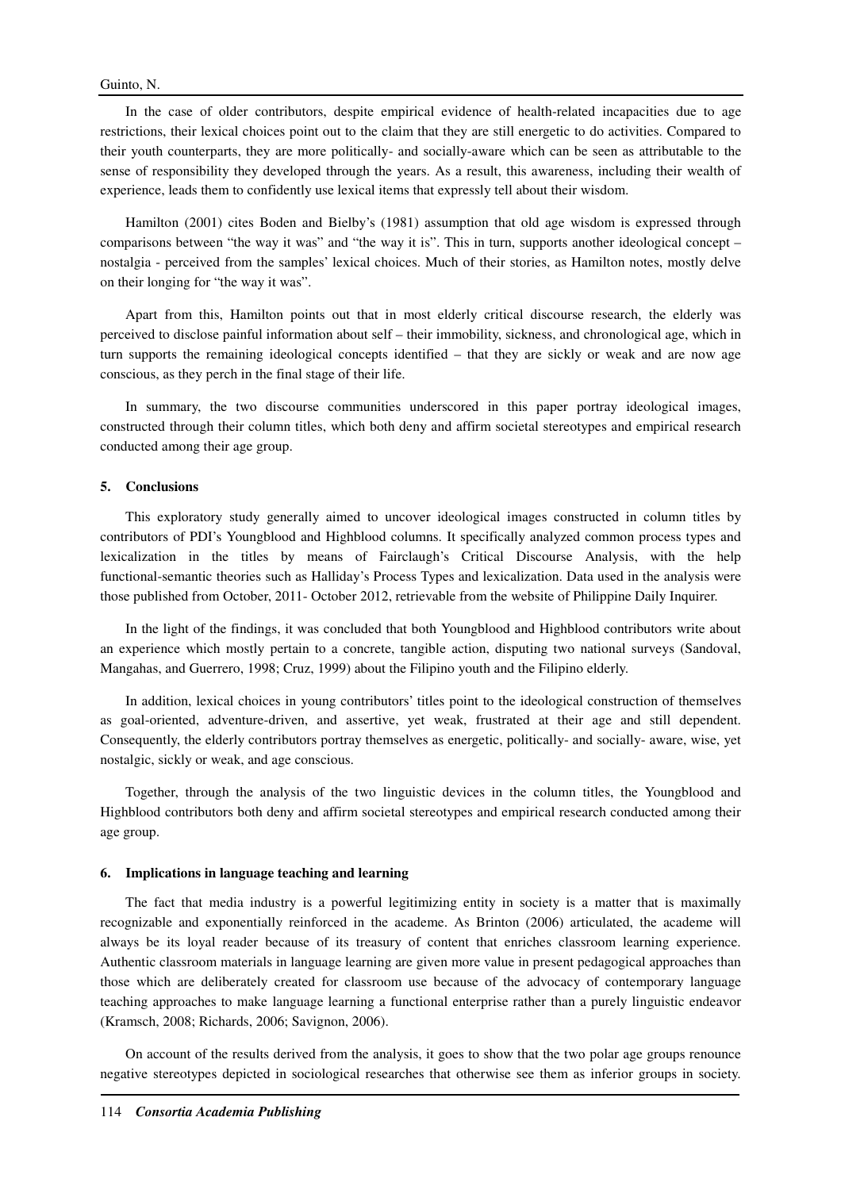In the case of older contributors, despite empirical evidence of health-related incapacities due to age restrictions, their lexical choices point out to the claim that they are still energetic to do activities. Compared to their youth counterparts, they are more politically- and socially-aware which can be seen as attributable to the sense of responsibility they developed through the years. As a result, this awareness, including their wealth of experience, leads them to confidently use lexical items that expressly tell about their wisdom.

Hamilton (2001) cites Boden and Bielby's (1981) assumption that old age wisdom is expressed through comparisons between "the way it was" and "the way it is". This in turn, supports another ideological concept – nostalgia - perceived from the samples' lexical choices. Much of their stories, as Hamilton notes, mostly delve on their longing for "the way it was".

Apart from this, Hamilton points out that in most elderly critical discourse research, the elderly was perceived to disclose painful information about self – their immobility, sickness, and chronological age, which in turn supports the remaining ideological concepts identified – that they are sickly or weak and are now age conscious, as they perch in the final stage of their life.

In summary, the two discourse communities underscored in this paper portray ideological images, constructed through their column titles, which both deny and affirm societal stereotypes and empirical research conducted among their age group.

## 5. Conclusions

This exploratory study generally aimed to uncover ideological images constructed in column titles by contributors of PDI's Youngblood and Highblood columns. It specifically analyzed common process types and lexicalization in the titles by means of Fairclaugh's Critical Discourse Analysis, with the help functional-semantic theories such as Halliday's Process Types and lexicalization. Data used in the analysis were those published from October, 2011- October 2012, retrievable from the website of Philippine Daily Inquirer.

In the light of the findings, it was concluded that both Youngblood and Highblood contributors write about an experience which mostly pertain to a concrete, tangible action, disputing two national surveys (Sandoval, Mangahas, and Guerrero, 1998; Cruz, 1999) about the Filipino youth and the Filipino elderly.

In addition, lexical choices in young contributors' titles point to the ideological construction of themselves as goal-oriented, adventure-driven, and assertive, yet weak, frustrated at their age and still dependent. Consequently, the elderly contributors portray themselves as energetic, politically- and socially- aware, wise, yet nostalgic, sickly or weak, and age conscious.

Together, through the analysis of the two linguistic devices in the column titles, the Youngblood and Highblood contributors both deny and affirm societal stereotypes and empirical research conducted among their age group.

## 6. Implications in language teaching and learning

The fact that media industry is a powerful legitimizing entity in society is a matter that is maximally recognizable and exponentially reinforced in the academe. As Brinton (2006) articulated, the academe will always be its loyal reader because of its treasury of content that enriches classroom learning experience. Authentic classroom materials in language learning are given more value in present pedagogical approaches than those which are deliberately created for classroom use because of the advocacy of contemporary language teaching approaches to make language learning a functional enterprise rather than a purely linguistic endeavor (Kramsch, 2008; Richards, 2006; Savignon, 2006).

On account of the results derived from the analysis, it goes to show that the two polar age groups renounce negative stereotypes depicted in sociological researches that otherwise see them as inferior groups in society.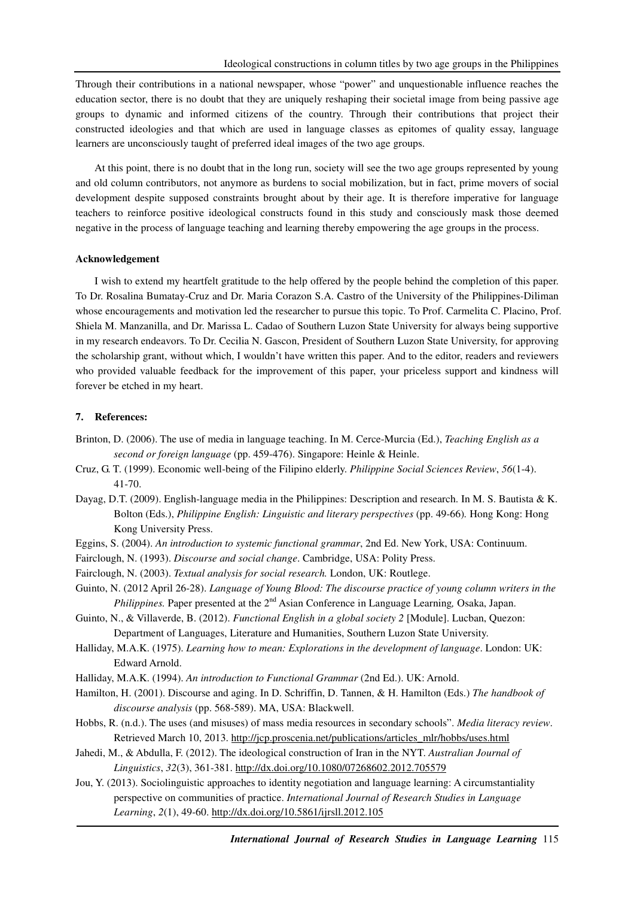Through their contributions in a national newspaper, whose "power" and unquestionable influence reaches the education sector, there is no doubt that they are uniquely reshaping their societal image from being passive age groups to dynamic and informed citizens of the country. Through their contributions that project their constructed ideologies and that which are used in language classes as epitomes of quality essay, language learners are unconsciously taught of preferred ideal images of the two age groups.

At this point, there is no doubt that in the long run, society will see the two age groups represented by young and old column contributors, not anymore as burdens to social mobilization, but in fact, prime movers of social development despite supposed constraints brought about by their age. It is therefore imperative for language teachers to reinforce positive ideological constructs found in this study and consciously mask those deemed negative in the process of language teaching and learning thereby empowering the age groups in the process.

**Acknowledgement**

I wish to extend my heartfelt gratitude to the help offered by the people behind the completion of this paper. To Dr. Rosalina Bumatay-Cruz and Dr. Maria Corazon S.A. Castro of the University of the Philippines-Diliman whose encouragements and motivation led the researcher to pursue this topic. To Prof. Carmelita C. Placino, Prof. Shiela M. Manzanilla, and Dr. Marissa L. Cadao of Southern Luzon State University for always being supportive in my research endeavors. To Dr. Cecilia N. Gascon, President of Southern Luzon State University, for approving the scholarship grant, without which, I wouldn't have written this paper. And to the editor, readers and reviewers who provided valuable feedback for the improvement of this paper, your priceless support and kindness will forever be etched in my heart.

## 7. References:

Brinton, D. (2006). The use of media in language teaching. In M. Cerce-Murcia (Ed.), *Teaching English as a second or foreign language* (pp. 459-476). Singapore: Heinle & Heinle.

Cruz, G. T. (1999). Economic well-being of the Filipino elderly. *Philippine Social Sciences Review*, *56*(1-4). 41-70.

Dayag, D.T. (2009). English-language media in the Philippines: Description and research. In M. S. Bautista & K. Bolton (Eds.), *Philippine English: Linguistic and literary perspectives* (pp. 49-66)*.* Hong Kong: Hong Kong University Press.

Eggins, S. (2004). *An introduction to systemic functional grammar*, 2nd Ed. New York, USA: Continuum.

Fairclough, N. (1993). *Discourse and social change*. Cambridge, USA: Polity Press.

Fairclough, N. (2003). *Textual analysis for social research.* London, UK: Routlege.

Guinto, N. (2012 April 26-28). *Language of Young Blood: The discourse practice of young column writers in the Philippines.* Paper presented at the 2nd Asian Conference in Language Learning*,* Osaka, Japan.

Guinto, N., & Villaverde, B. (2012). *Functional English in a global society 2* [Module]. Lucban, Quezon: Department of Languages, Literature and Humanities, Southern Luzon State University.

Halliday, M.A.K. (1975). *Learning how to mean: Explorations in the development of language*. London: UK: Edward Arnold.

Halliday, M.A.K. (1994). *An introduction to Functional Grammar* (2nd Ed.). UK: Arnold.

Hamilton, H. (2001). Discourse and aging. In D. Schriffin, D. Tannen, & H. Hamilton (Eds.) *The handbook of discourse analysis* (pp. 568-589). MA, USA: Blackwell.

Hobbs, R. (n.d.). The uses (and misuses) of mass media resources in secondary schools". *Media literacy review*. Retrieved March 10, 2013. http://jcp.proscenia.net/publications/articles_mlr/hobbs/uses.html

Jahedi, M., & Abdulla, F. (2012). The ideological construction of Iran in the NYT. *Australian Journal of Linguistics*, *32*(3), 361-381. http://dx.doi.org/10.1080/07268602.2012.705579

Jou, Y. (2013). Sociolinguistic approaches to identity negotiation and language learning: A circumstantiality perspective on communities of practice. *International Journal of Research Studies in Language Learning*, *2*(1), 49-60. http://dx.doi.org/10.5861/ijrsll.2012.105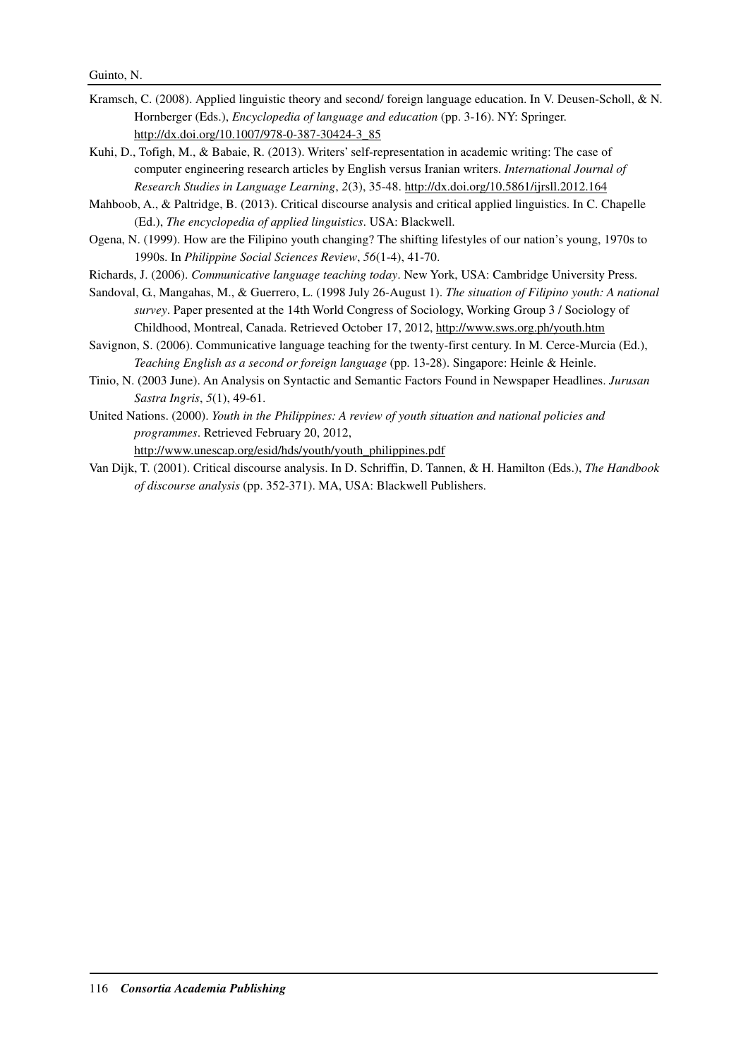Kramsch, C. (2008). Applied linguistic theory and second/ foreign language education. In V. Deusen-Scholl, & N. Hornberger (Eds.), *Encyclopedia of language and education* (pp. 3-16). NY: Springer. http://dx.doi.org/10.1007/978-0-387-30424-3_85

Kuhi, D., Tofigh, M., & Babaie, R. (2013). Writers' self-representation in academic writing: The case of computer engineering research articles by English versus Iranian writers. *International Journal of Research Studies in Language Learning*, *2*(3), 35-48. http://dx.doi.org/10.5861/ijrsll.2012.164

Mahboob, A., & Paltridge, B. (2013). Critical discourse analysis and critical applied linguistics. In C. Chapelle (Ed.), *The encyclopedia of applied linguistics*. USA: Blackwell.

Ogena, N. (1999). How are the Filipino youth changing? The shifting lifestyles of our nation's young, 1970s to 1990s. In *Philippine Social Sciences Review*, *56*(1-4), 41-70.

Richards, J. (2006). *Communicative language teaching today*. New York, USA: Cambridge University Press.

Sandoval, G., Mangahas, M., & Guerrero, L. (1998 July 26-August 1). *The situation of Filipino youth: A national survey*. Paper presented at the 14th World Congress of Sociology, Working Group 3 / Sociology of Childhood, Montreal, Canada. Retrieved October 17, 2012, http://www.sws.org.ph/youth.htm

Savignon, S. (2006). Communicative language teaching for the twenty-first century. In M. Cerce-Murcia (Ed.), *Teaching English as a second or foreign language* (pp. 13-28). Singapore: Heinle & Heinle.

Tinio, N. (2003 June). An Analysis on Syntactic and Semantic Factors Found in Newspaper Headlines. *Jurusan Sastra Ingris*, *5*(1), 49-61.

United Nations. (2000). *Youth in the Philippines: A review of youth situation and national policies and programmes*. Retrieved February 20, 2012, http://www.unescap.org/esid/hds/youth/youth_philippines.pdf

Van Dijk, T. (2001). Critical discourse analysis. In D. Schriffin, D. Tannen, & H. Hamilton (Eds.), *The Handbook of discourse analysis* (pp. 352-371). MA, USA: Blackwell Publishers.